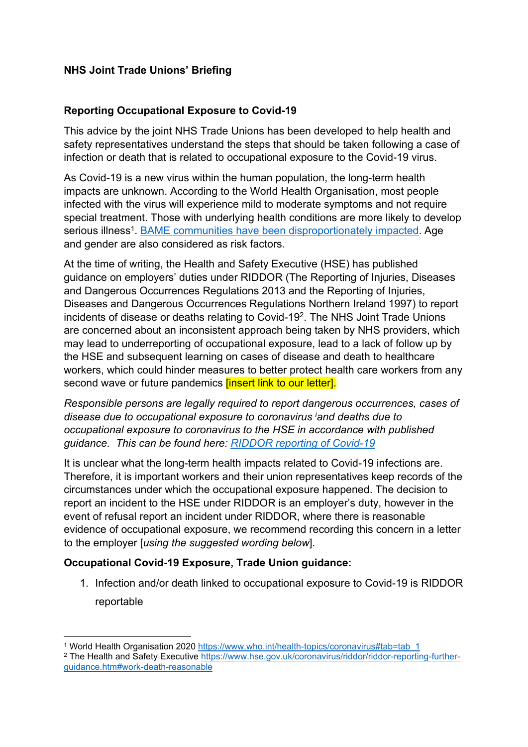**NHS Joint Trade Unions' Briefing**

**Reporting Occupational Exposure to Covid-19**

This advice by the joint NHS Trade Unions has been developed to help health and safety representatives understand the steps that should be taken following a case of infection or death that is related to occupational exposure to the Covid-19 virus.

As Covid-19 is a new virus within the human population, the long-term health impacts are unknown. According to the World Health Organisation, most people infected with the virus will experience mild to moderate symptoms and not require special treatment. Those with underlying health conditions are more likely to develop serious illness[1]. BAME communities have been disproportionately impacted. Age and gender are also considered as risk factors.

At the time of writing, the Health and Safety Executive (HSE) has published guidance on employers' duties under RIDDOR (The Reporting of Injuries, Diseases and Dangerous Occurrences Regulations 2013 and the Reporting of Injuries, Diseases and Dangerous Occurrences Regulations Northern Ireland 1997) to report incidents of disease or deaths relating to Covid-19[2]. The NHS Joint Trade Unions are concerned about an inconsistent approach being taken by NHS providers, which may lead to underreporting of occupational exposure, lead to a lack of follow up by the HSE and subsequent learning on cases of disease and death to healthcare workers, which could hinder measures to better protect health care workers from any second wave or future pandemics [insert link to our letter].

*Responsible persons are legally required to report dangerous occurrences, cases of disease due to occupational exposure to coronavirus [i] and deaths due to occupational exposure to coronavirus to the HSE in accordance with published guidance. This can be found here: RIDDOR reporting of Covid-19*

It is unclear what the long-term health impacts related to Covid-19 infections are. Therefore, it is important workers and their union representatives keep records of the circumstances under which the occupational exposure happened. The decision to report an incident to the HSE under RIDDOR is an employer's duty, however in the event of refusal report an incident under RIDDOR, where there is reasonable evidence of occupational exposure, we recommend recording this concern in a letter to the employer [*using the suggested wording below*].

**Occupational Covid-19 Exposure, Trade Union guidance:**

1. Infection and/or death linked to occupational exposure to Covid-19 is RIDDOR reportable

---

[1] World Health Organisation 2020 https://www.who.int/health-topics/coronavirus#tab=tab_1

[2] The Health and Safety Executive https://www.hse.gov.uk/coronavirus/riddor/riddor-reporting-further-guidance.htm#work-death-reasonable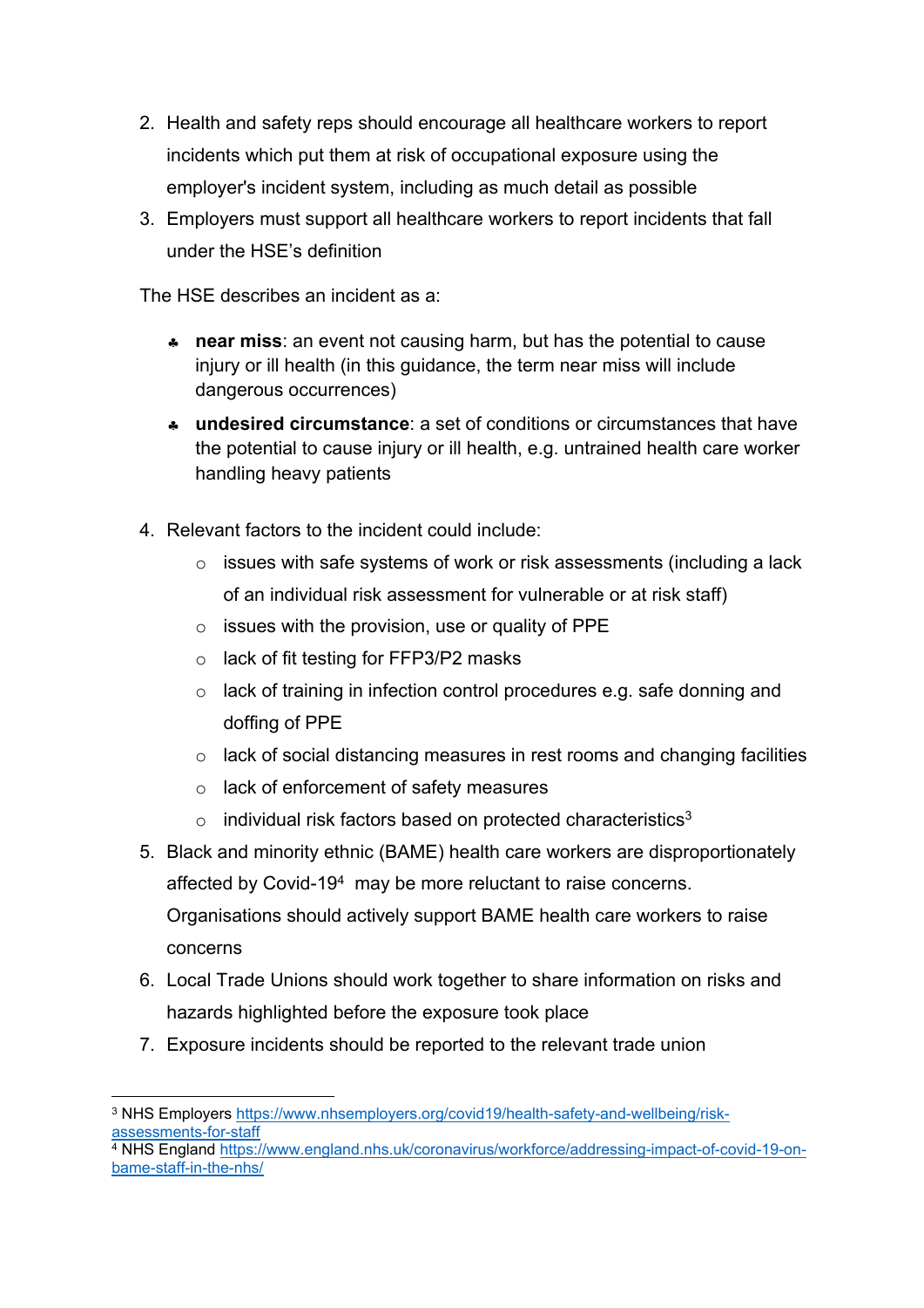2. Health and safety reps should encourage all healthcare workers to report incidents which put them at risk of occupational exposure using the employer's incident system, including as much detail as possible
3. Employers must support all healthcare workers to report incidents that fall under the HSE's definition

The HSE describes an incident as a:

- **near miss**: an event not causing harm, but has the potential to cause injury or ill health (in this guidance, the term near miss will include dangerous occurrences)
- **undesired circumstance**: a set of conditions or circumstances that have the potential to cause injury or ill health, e.g. untrained health care worker handling heavy patients

4. Relevant factors to the incident could include:
   - issues with safe systems of work or risk assessments (including a lack of an individual risk assessment for vulnerable or at risk staff)
   - issues with the provision, use or quality of PPE
   - lack of fit testing for FFP3/P2 masks
   - lack of training in infection control procedures e.g. safe donning and doffing of PPE
   - lack of social distancing measures in rest rooms and changing facilities
   - lack of enforcement of safety measures
   - individual risk factors based on protected characteristics[3]
5. Black and minority ethnic (BAME) health care workers are disproportionately affected by Covid-19[4] may be more reluctant to raise concerns. Organisations should actively support BAME health care workers to raise concerns
6. Local Trade Unions should work together to share information on risks and hazards highlighted before the exposure took place
7. Exposure incidents should be reported to the relevant trade union

---

[3] NHS Employers https://www.nhsemployers.org/covid19/health-safety-and-wellbeing/risk-assessments-for-staff

[4] NHS England https://www.england.nhs.uk/coronavirus/workforce/addressing-impact-of-covid-19-on-bame-staff-in-the-nhs/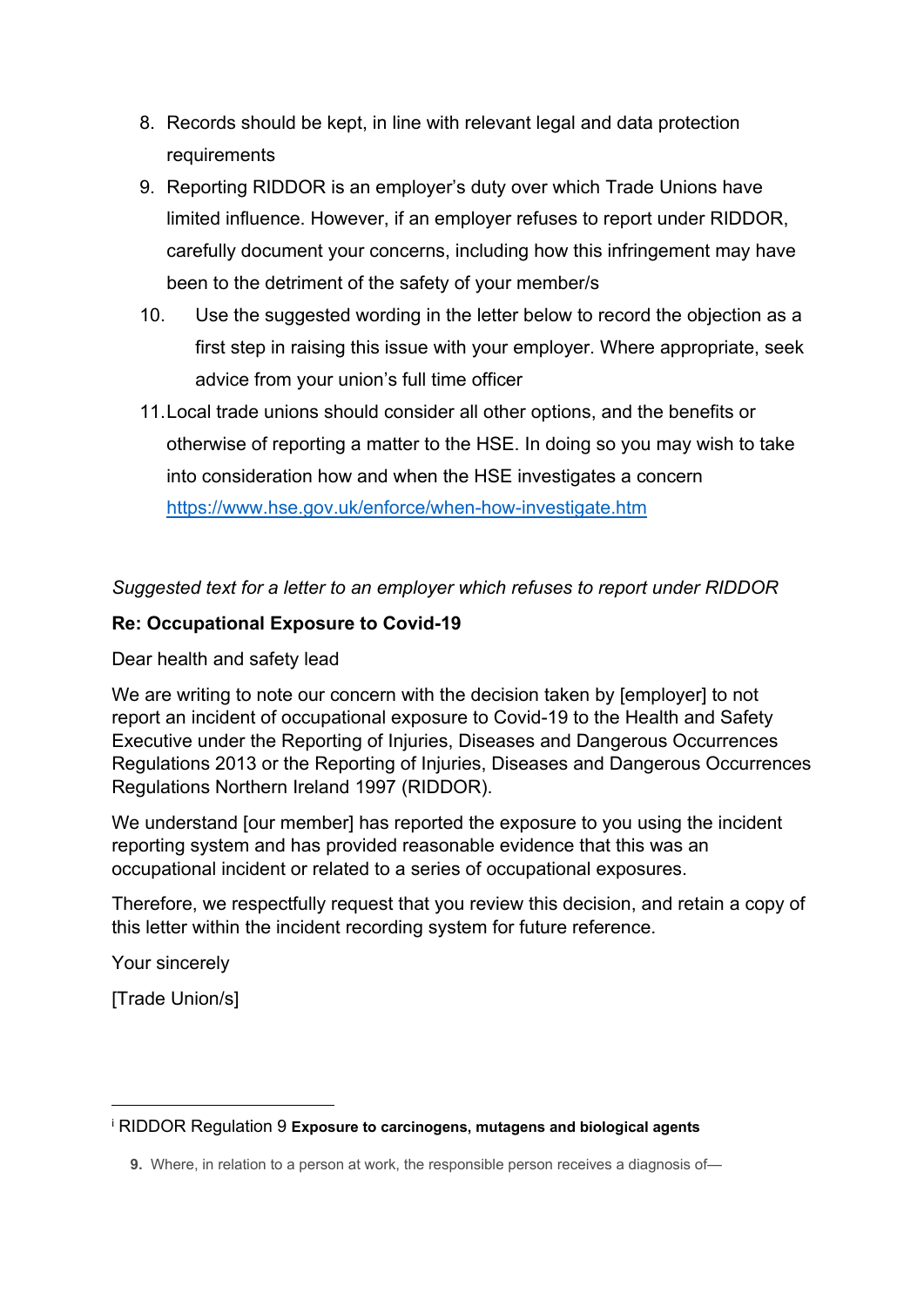8. Records should be kept, in line with relevant legal and data protection requirements
9. Reporting RIDDOR is an employer's duty over which Trade Unions have limited influence. However, if an employer refuses to report under RIDDOR, carefully document your concerns, including how this infringement may have been to the detriment of the safety of your member/s
10. Use the suggested wording in the letter below to record the objection as a first step in raising this issue with your employer. Where appropriate, seek advice from your union's full time officer
11. Local trade unions should consider all other options, and the benefits or otherwise of reporting a matter to the HSE. In doing so you may wish to take into consideration how and when the HSE investigates a concern https://www.hse.gov.uk/enforce/when-how-investigate.htm

*Suggested text for a letter to an employer which refuses to report under RIDDOR*

**Re: Occupational Exposure to Covid-19**

Dear health and safety lead

We are writing to note our concern with the decision taken by [employer] to not report an incident of occupational exposure to Covid-19 to the Health and Safety Executive under the Reporting of Injuries, Diseases and Dangerous Occurrences Regulations 2013 or the Reporting of Injuries, Diseases and Dangerous Occurrences Regulations Northern Ireland 1997 (RIDDOR).

We understand [our member] has reported the exposure to you using the incident reporting system and has provided reasonable evidence that this was an occupational incident or related to a series of occupational exposures.

Therefore, we respectfully request that you review this decision, and retain a copy of this letter within the incident recording system for future reference.

Your sincerely

[Trade Union/s]

---

[i] RIDDOR Regulation 9 **Exposure to carcinogens, mutagens and biological agents**

**9.** Where, in relation to a person at work, the responsible person receives a diagnosis of—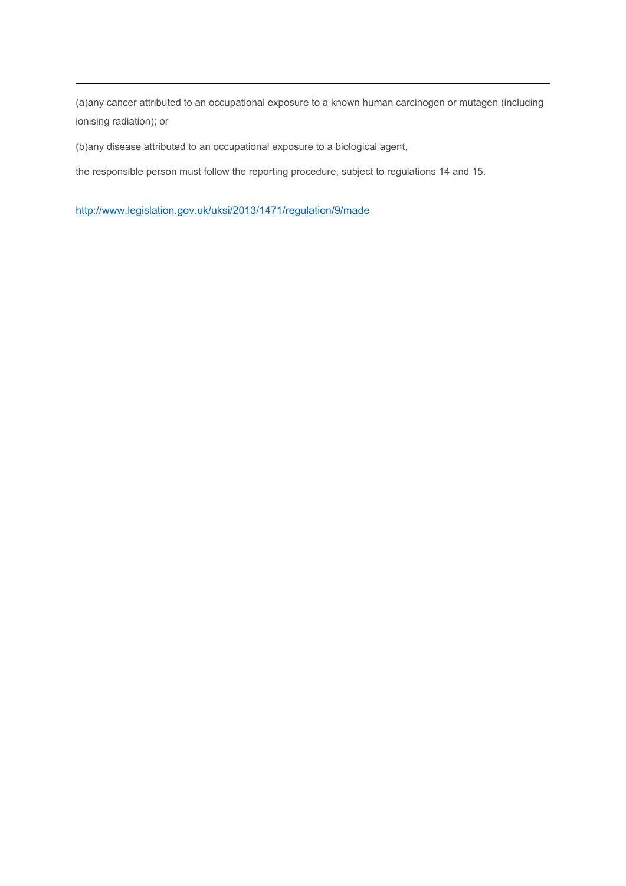---

(a)any cancer attributed to an occupational exposure to a known human carcinogen or mutagen (including ionising radiation); or

(b)any disease attributed to an occupational exposure to a biological agent,

the responsible person must follow the reporting procedure, subject to regulations 14 and 15.

http://www.legislation.gov.uk/uksi/2013/1471/regulation/9/made